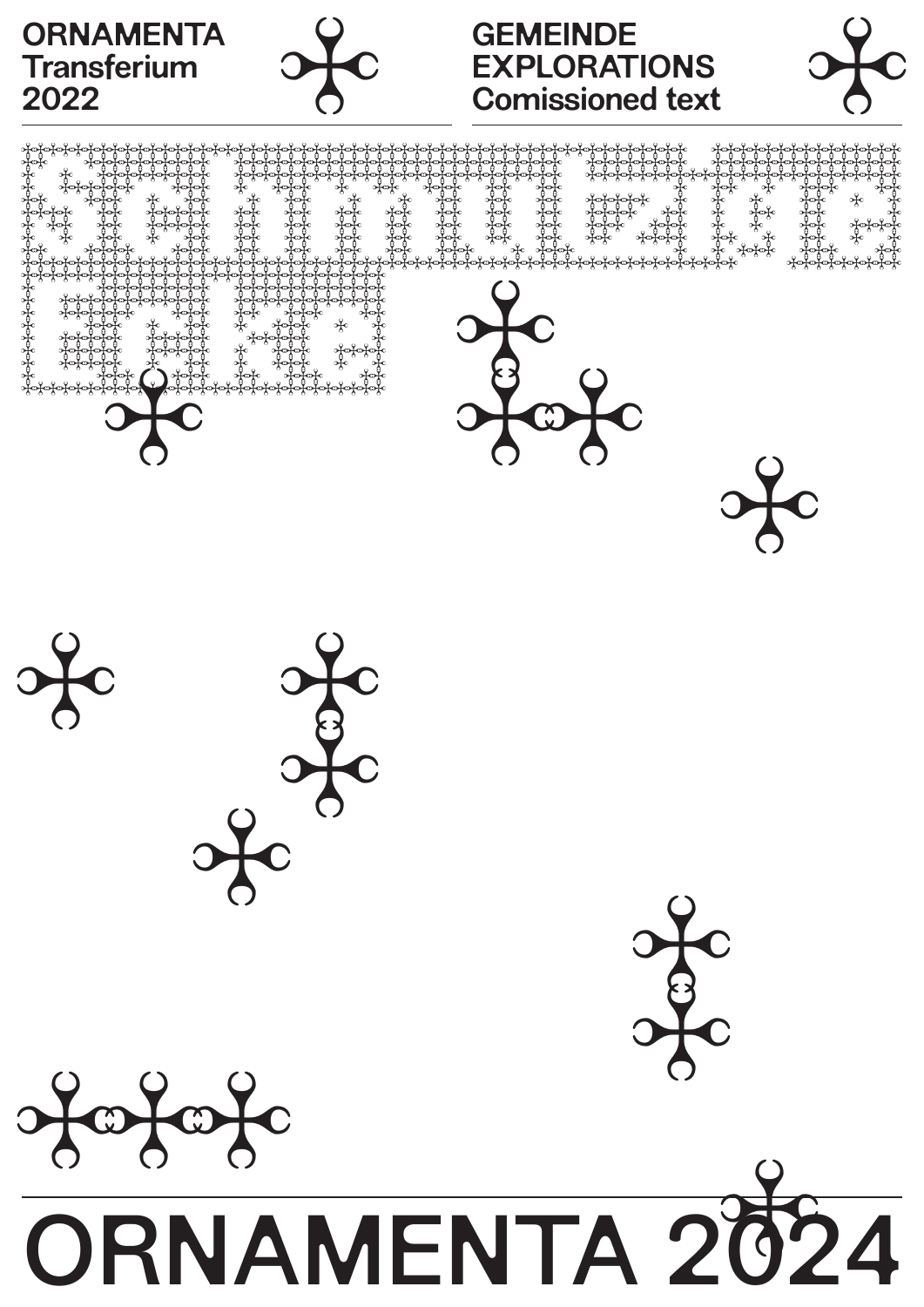ORNAMENTA
Transferium
2022

GEMEINDE
EXPLORATIONS
Comissioned text

# ORNAMENTA 2024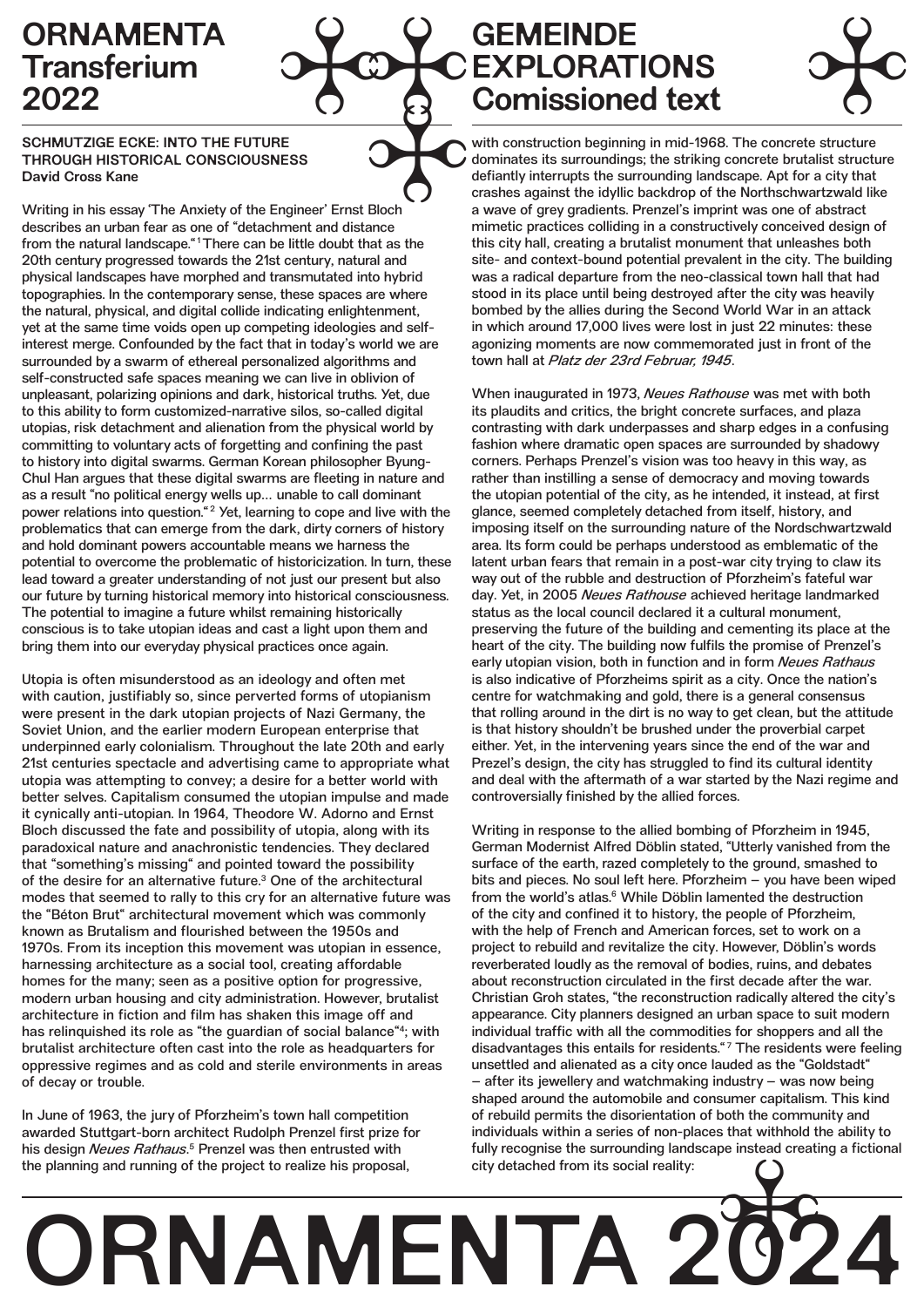# ORNAMENTA Transferium 2022

# GEMEINDE EXPLORATIONS Comissioned text

**SCHMUTZIGE ECKE: INTO THE FUTURE THROUGH HISTORICAL CONSCIOUSNESS**
**David Cross Kane**

Writing in his essay 'The Anxiety of the Engineer' Ernst Bloch describes an urban fear as one of "detachment and distance from the natural landscape."[1] There can be little doubt that as the 20th century progressed towards the 21st century, natural and physical landscapes have morphed and transmutated into hybrid topographies. In the contemporary sense, these spaces are where the natural, physical, and digital collide indicating enlightenment, yet at the same time voids open up competing ideologies and self-interest merge. Confounded by the fact that in today's world we are surrounded by a swarm of ethereal personalized algorithms and self-constructed safe spaces meaning we can live in oblivion of unpleasant, polarizing opinions and dark, historical truths. Yet, due to this ability to form customized-narrative silos, so-called digital utopias, risk detachment and alienation from the physical world by committing to voluntary acts of forgetting and confining the past to history into digital swarms. German Korean philosopher Byung-Chul Han argues that these digital swarms are fleeting in nature and as a result "no political energy wells up… unable to call dominant power relations into question."[2] Yet, learning to cope and live with the problematics that can emerge from the dark, dirty corners of history and hold dominant powers accountable means we harness the potential to overcome the problematic of historicization. In turn, these lead toward a greater understanding of not just our present but also our future by turning historical memory into historical consciousness. The potential to imagine a future whilst remaining historically conscious is to take utopian ideas and cast a light upon them and bring them into our everyday physical practices once again.

Utopia is often misunderstood as an ideology and often met with caution, justifiably so, since perverted forms of utopianism were present in the dark utopian projects of Nazi Germany, the Soviet Union, and the earlier modern European enterprise that underpinned early colonialism. Throughout the late 20th and early 21st centuries spectacle and advertising came to appropriate what utopia was attempting to convey; a desire for a better world with better selves. Capitalism consumed the utopian impulse and made it cynically anti-utopian. In 1964, Theodore W. Adorno and Ernst Bloch discussed the fate and possibility of utopia, along with its paradoxical nature and anachronistic tendencies. They declared that "something's missing" and pointed toward the possibility of the desire for an alternative future.[3] One of the architectural modes that seemed to rally to this cry for an alternative future was the "Béton Brut" architectural movement which was commonly known as Brutalism and flourished between the 1950s and 1970s. From its inception this movement was utopian in essence, harnessing architecture as a social tool, creating affordable homes for the many; seen as a positive option for progressive, modern urban housing and city administration. However, brutalist architecture in fiction and film has shaken this image off and has relinquished its role as "the guardian of social balance"[4]; with brutalist architecture often cast into the role as headquarters for oppressive regimes and as cold and sterile environments in areas of decay or trouble.

In June of 1963, the jury of Pforzheim's town hall competition awarded Stuttgart-born architect Rudolph Prenzel first prize for his design *Neues Rathaus*.[5] Prenzel was then entrusted with the planning and running of the project to realize his proposal, with construction beginning in mid-1968. The concrete structure dominates its surroundings; the striking concrete brutalist structure defiantly interrupts the surrounding landscape. Apt for a city that crashes against the idyllic backdrop of the Northschwartzwald like a wave of grey gradients. Prenzel's imprint was one of abstract mimetic practices colliding in a constructively conceived design of this city hall, creating a brutalist monument that unleashes both site- and context-bound potential prevalent in the city. The building was a radical departure from the neo-classical town hall that had stood in its place until being destroyed after the city was heavily bombed by the allies during the Second World War in an attack in which around 17,000 lives were lost in just 22 minutes: these agonizing moments are now commemorated just in front of the town hall at *Platz der 23rd Februar, 1945*.

When inaugurated in 1973, *Neues Rathouse* was met with both its plaudits and critics, the bright concrete surfaces, and plaza contrasting with dark underpasses and sharp edges in a confusing fashion where dramatic open spaces are surrounded by shadowy corners. Perhaps Prenzel's vision was too heavy in this way, as rather than instilling a sense of democracy and moving towards the utopian potential of the city, as he intended, it instead, at first glance, seemed completely detached from itself, history, and imposing itself on the surrounding nature of the Nordschwartzwald area. Its form could be perhaps understood as emblematic of the latent urban fears that remain in a post-war city trying to claw its way out of the rubble and destruction of Pforzheim's fateful war day. Yet, in 2005 *Neues Rathouse* achieved heritage landmarked status as the local council declared it a cultural monument, preserving the future of the building and cementing its place at the heart of the city. The building now fulfils the promise of Prenzel's early utopian vision, both in function and in form *Neues Rathaus* is also indicative of Pforzheims spirit as a city. Once the nation's centre for watchmaking and gold, there is a general consensus that rolling around in the dirt is no way to get clean, but the attitude is that history shouldn't be brushed under the proverbial carpet either. Yet, in the intervening years since the end of the war and Prezel's design, the city has struggled to find its cultural identity and deal with the aftermath of a war started by the Nazi regime and controversially finished by the allied forces.

Writing in response to the allied bombing of Pforzheim in 1945, German Modernist Alfred Döblin stated, "Utterly vanished from the surface of the earth, razed completely to the ground, smashed to bits and pieces. No soul left here. Pforzheim – you have been wiped from the world's atlas.[6] While Döblin lamented the destruction of the city and confined it to history, the people of Pforzheim, with the help of French and American forces, set to work on a project to rebuild and revitalize the city. However, Döblin's words reverberated loudly as the removal of bodies, ruins, and debates about reconstruction circulated in the first decade after the war. Christian Groh states, "the reconstruction radically altered the city's appearance. City planners designed an urban space to suit modern individual traffic with all the commodities for shoppers and all the disadvantages this entails for residents."[7] The residents were feeling unsettled and alienated as a city once lauded as the "Goldstadt" – after its jewellery and watchmaking industry – was now being shaped around the automobile and consumer capitalism. This kind of rebuild permits the disorientation of both the community and individuals within a series of non-places that withhold the ability to fully recognise the surrounding landscape instead creating a fictional city detached from its social reality: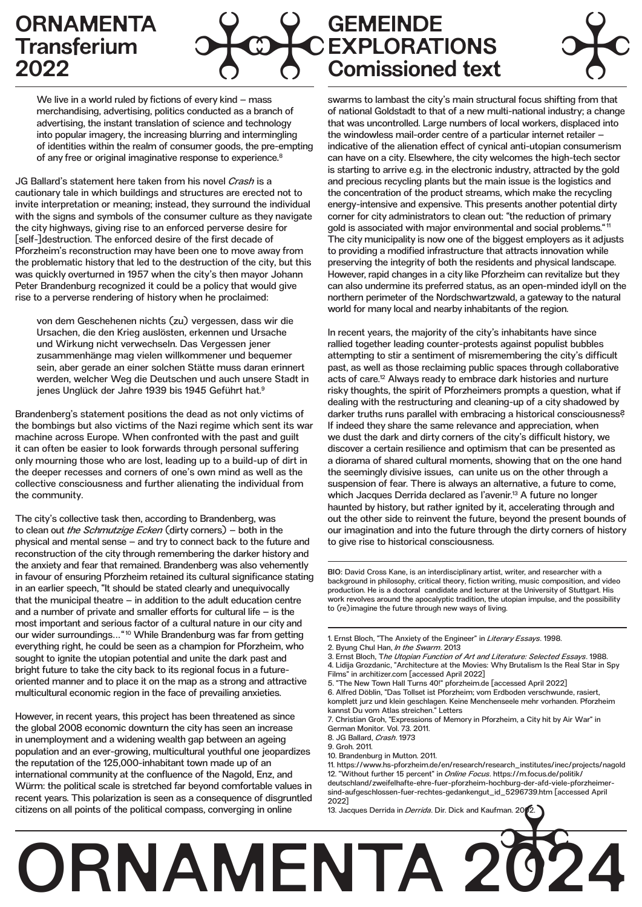# ORNAMENTA Transferium 2022

# GEMEINDE EXPLORATIONS Comissioned text

> We live in a world ruled by fictions of every kind – mass merchandising, advertising, politics conducted as a branch of advertising, the instant translation of science and technology into popular imagery, the increasing blurring and intermingling of identities within the realm of consumer goods, the pre-empting of any free or original imaginative response to experience.[8]

JG Ballard's statement here taken from his novel *Crash* is a cautionary tale in which buildings and structures are erected not to invite interpretation or meaning; instead, they surround the individual with the signs and symbols of the consumer culture as they navigate the city highways, giving rise to an enforced perverse desire for [self-]destruction. The enforced desire of the first decade of Pforzheim's reconstruction may have been one to move away from the problematic history that led to the destruction of the city, but this was quickly overturned in 1957 when the city's then mayor Johann Peter Brandenburg recognized it could be a policy that would give rise to a perverse rendering of history when he proclaimed:

> von dem Geschehenen nichts (zu) vergessen, dass wir die Ursachen, die den Krieg auslösten, erkennen und Ursache und Wirkung nicht verwechseln. Das Vergessen jener zusammenhänge mag vielen willkommener und bequemer sein, aber gerade an einer solchen Stätte muss daran erinnert werden, welcher Weg die Deutschen und auch unsere Stadt in jenes Unglück der Jahre 1939 bis 1945 Geführt hat.[9]

Brandenberg's statement positions the dead as not only victims of the bombings but also victims of the Nazi regime which sent its war machine across Europe. When confronted with the past and guilt it can often be easier to look forwards through personal suffering only mourning those who are lost, leading up to a build-up of dirt in the deeper recesses and corners of one's own mind as well as the collective consciousness and further alienating the individual from the community.

The city's collective task then, according to Brandenberg, was to clean out *the Schmutzige Ecken* (dirty corners) – both in the physical and mental sense – and try to connect back to the future and reconstruction of the city through remembering the darker history and the anxiety and fear that remained. Brandenberg was also vehemently in favour of ensuring Pforzheim retained its cultural significance stating in an earlier speech, "It should be stated clearly and unequivocally that the municipal theatre – in addition to the adult education centre and a number of private and smaller efforts for cultural life – is the most important and serious factor of a cultural nature in our city and our wider surroundings…"[10] While Brandenburg was far from getting everything right, he could be seen as a champion for Pforzheim, who sought to ignite the utopian potential and unite the dark past and bright future to take the city back to its regional focus in a future-oriented manner and to place it on the map as a strong and attractive multicultural economic region in the face of prevailing anxieties.

However, in recent years, this project has been threatened as since the global 2008 economic downturn the city has seen an increase in unemployment and a widening wealth gap between an ageing population and an ever-growing, multicultural youthful one jeopardizes the reputation of the 125,000-inhabitant town made up of an international community at the confluence of the Nagold, Enz, and Würm: the political scale is stretched far beyond comfortable values in recent years. This polarization is seen as a consequence of disgruntled citizens on all points of the political compass, converging in online swarms to lambast the city's main structural focus shifting from that of national Goldstadt to that of a new multi-national industry; a change that was uncontrolled. Large numbers of local workers, displaced into the windowless mail-order centre of a particular internet retailer – indicative of the alienation effect of cynical anti-utopian consumerism can have on a city. Elsewhere, the city welcomes the high-tech sector is starting to arrive e.g. in the electronic industry, attracted by the gold and precious recycling plants but the main issue is the logistics and the concentration of the product streams, which make the recycling energy-intensive and expensive. This presents another potential dirty corner for city administrators to clean out: "the reduction of primary gold is associated with major environmental and social problems."[11] The city municipality is now one of the biggest employers as it adjusts to providing a modified infrastructure that attracts innovation while preserving the integrity of both the residents and physical landscape. However, rapid changes in a city like Pforzheim can revitalize but they can also undermine its preferred status, as an open-minded idyll on the northern perimeter of the Nordschwartzwald, a gateway to the natural world for many local and nearby inhabitants of the region.

In recent years, the majority of the city's inhabitants have since rallied together leading counter-protests against populist bubbles attempting to stir a sentiment of misremembering the city's difficult past, as well as those reclaiming public spaces through collaborative acts of care.[12] Always ready to embrace dark histories and nurture risky thoughts, the spirit of Pforzheimers prompts a question, what if dealing with the restructuring and cleaning-up of a city shadowed by darker truths runs parallel with embracing a historical consciousness? If indeed they share the same relevance and appreciation, when we dust the dark and dirty corners of the city's difficult history, we discover a certain resilience and optimism that can be presented as a diorama of shared cultural moments, showing that on the one hand the seemingly divisive issues, can unite us on the other through a suspension of fear. There is always an alternative, a future to come, which Jacques Derrida declared as l'avenir.[13] A future no longer haunted by history, but rather ignited by it, accelerating through and out the other side to reinvent the future, beyond the present bounds of our imagination and into the future through the dirty corners of history to give rise to historical consciousness.

**BIO:** David Cross Kane, is an interdisciplinary artist, writer, and researcher with a background in philosophy, critical theory, fiction writing, music composition, and video production. He is a doctoral candidate and lecturer at the University of Stuttgart. His work revolves around the apocalyptic tradition, the utopian impulse, and the possibility to (re)imagine the future through new ways of living.

1. Ernst Bloch, "The Anxiety of the Engineer" in *Literary Essays*. 1998.
2. Byung Chul Han, *In the Swarm*. 2013
3. Ernst Bloch, T*he Utopian Function of Art and Literature: Selected Essays*. 1988.
4. Lidija Grozdanic, "Architecture at the Movies: Why Brutalism Is the Real Star in Spy Films" in architizer.com [accessed April 2022]
5. "The New Town Hall Turns 40!" pforzheim.de [accessed April 2022]
6. Alfred Döblin, "Das Tollset ist Pforzheim; vom Erdboden verschwunde, rasiert, komplett jurz und klein geschlagen. Keine Menchenseele mehr vorhanden. Pforzheim kannst Du vom Atlas streichen." Letters
7. Christian Groh, "Expressions of Memory in Pforzheim, a City hit by Air War" in German Monitor. Vol. 73. 2011.
8. JG Ballard, *Crash*. 1973
9. Groh. 2011.
10. Brandenburg in Mutton. 2011.
11. https://www.hs-pforzheim.de/en/research/research_institutes/inec/projects/nagold
12. "Without further 15 percent" in *Online Focus*. https://m.focus.de/politik/deutschland/zweifelhafte-ehre-fuer-pforzheim-hochburg-der-afd-viele-pforzheimer-sind-aufgeschlossen-fuer-rechtes-gedankengut_id_5296739.htm [accessed April 2022]
13. Jacques Derrida in *Derrida*. Dir. Dick and Kaufman. 2002.